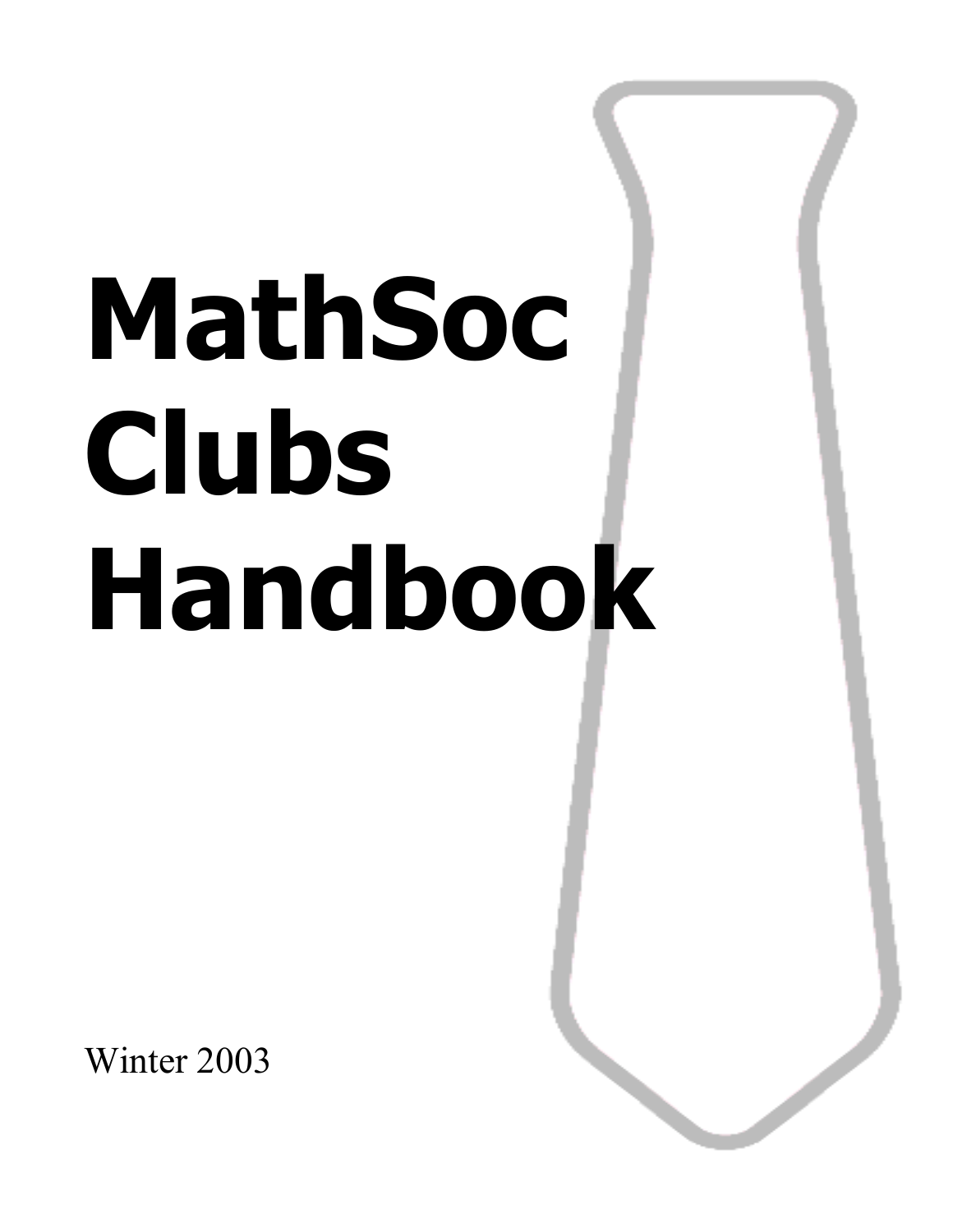# MathSoc Clubs Handbook

Winter 2003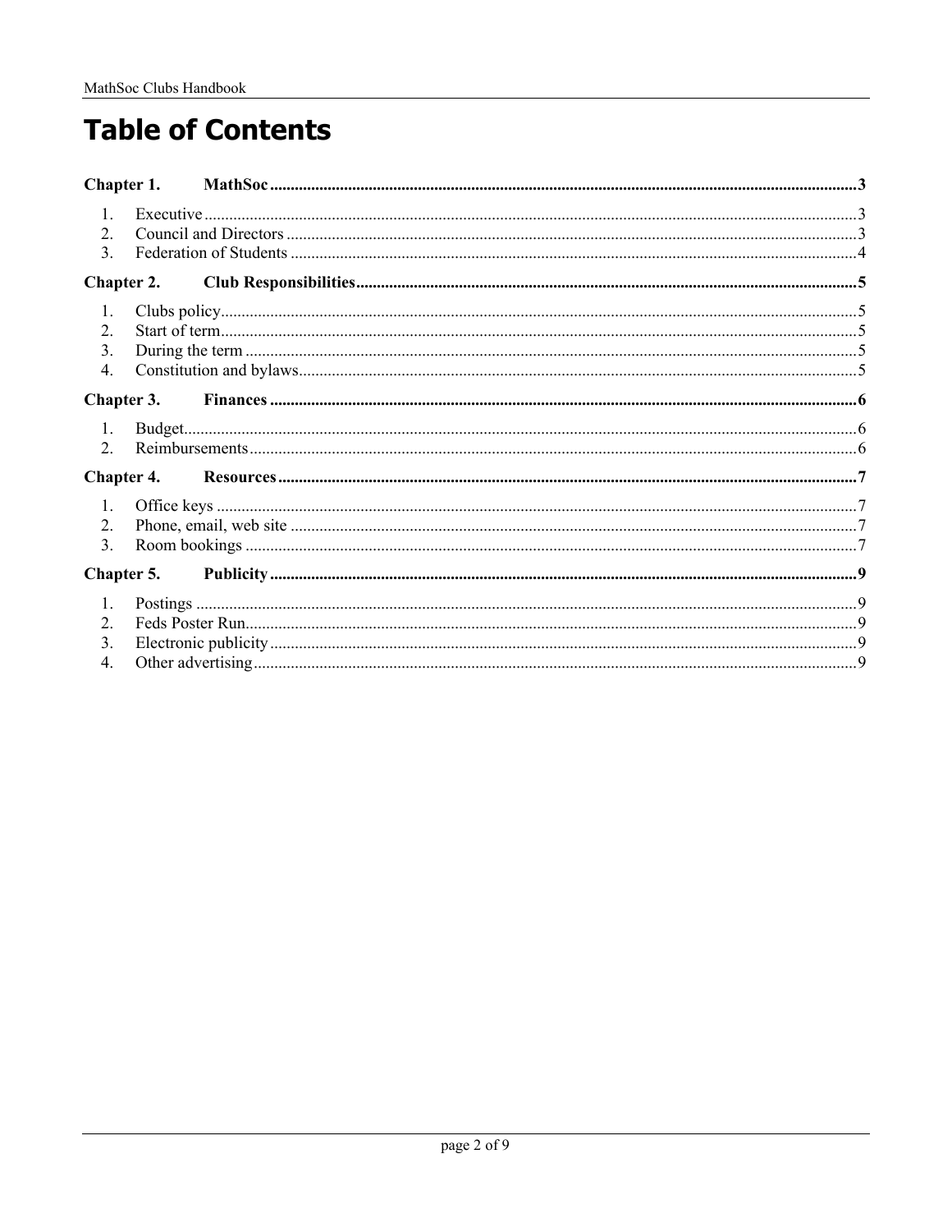# Table of Contents

**Chapter 1. MathSoc** .......... **3**

1. Executive .......... 3
2. Council and Directors .......... 3
3. Federation of Students .......... 4

**Chapter 2. Club Responsibilities** .......... **5**

1. Clubs policy .......... 5
2. Start of term .......... 5
3. During the term .......... 5
4. Constitution and bylaws .......... 5

**Chapter 3. Finances** .......... **6**

1. Budget .......... 6
2. Reimbursements .......... 6

**Chapter 4. Resources** .......... **7**

1. Office keys .......... 7
2. Phone, email, web site .......... 7
3. Room bookings .......... 7

**Chapter 5. Publicity** .......... **9**

1. Postings .......... 9
2. Feds Poster Run .......... 9
3. Electronic publicity .......... 9
4. Other advertising .......... 9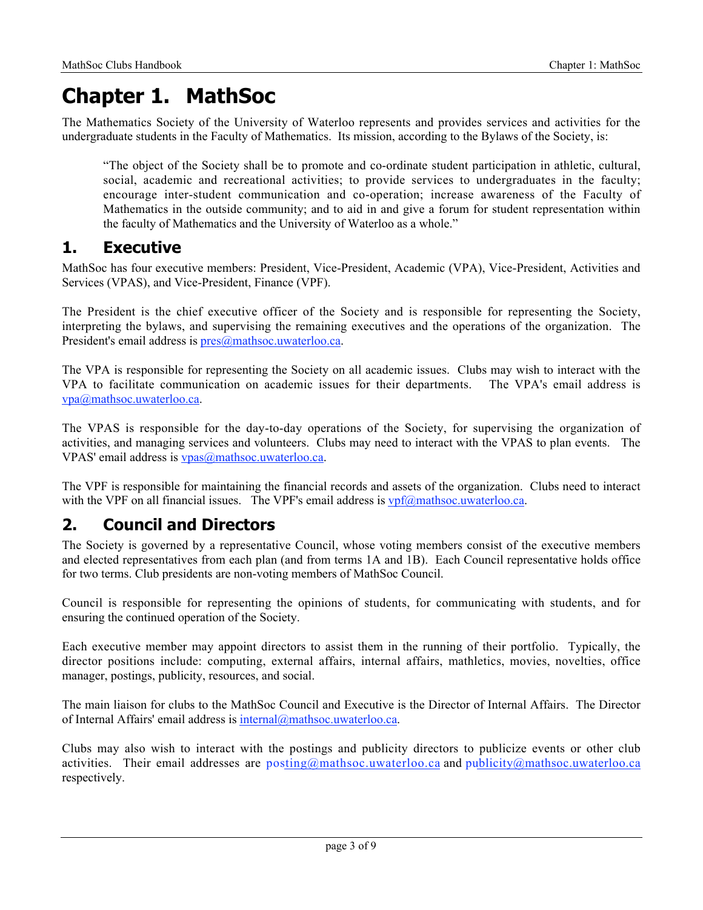# Chapter 1. MathSoc

The Mathematics Society of the University of Waterloo represents and provides services and activities for the undergraduate students in the Faculty of Mathematics. Its mission, according to the Bylaws of the Society, is:

> "The object of the Society shall be to promote and co-ordinate student participation in athletic, cultural, social, academic and recreational activities; to provide services to undergraduates in the faculty; encourage inter-student communication and co-operation; increase awareness of the Faculty of Mathematics in the outside community; and to aid in and give a forum for student representation within the faculty of Mathematics and the University of Waterloo as a whole."

## 1. Executive

MathSoc has four executive members: President, Vice-President, Academic (VPA), Vice-President, Activities and Services (VPAS), and Vice-President, Finance (VPF).

The President is the chief executive officer of the Society and is responsible for representing the Society, interpreting the bylaws, and supervising the remaining executives and the operations of the organization. The President's email address is pres@mathsoc.uwaterloo.ca.

The VPA is responsible for representing the Society on all academic issues. Clubs may wish to interact with the VPA to facilitate communication on academic issues for their departments. The VPA's email address is vpa@mathsoc.uwaterloo.ca.

The VPAS is responsible for the day-to-day operations of the Society, for supervising the organization of activities, and managing services and volunteers. Clubs may need to interact with the VPAS to plan events. The VPAS' email address is vpas@mathsoc.uwaterloo.ca.

The VPF is responsible for maintaining the financial records and assets of the organization. Clubs need to interact with the VPF on all financial issues. The VPF's email address is vpf@mathsoc.uwaterloo.ca.

## 2. Council and Directors

The Society is governed by a representative Council, whose voting members consist of the executive members and elected representatives from each plan (and from terms 1A and 1B). Each Council representative holds office for two terms. Club presidents are non-voting members of MathSoc Council.

Council is responsible for representing the opinions of students, for communicating with students, and for ensuring the continued operation of the Society.

Each executive member may appoint directors to assist them in the running of their portfolio. Typically, the director positions include: computing, external affairs, internal affairs, mathletics, movies, novelties, office manager, postings, publicity, resources, and social.

The main liaison for clubs to the MathSoc Council and Executive is the Director of Internal Affairs. The Director of Internal Affairs' email address is internal@mathsoc.uwaterloo.ca.

Clubs may also wish to interact with the postings and publicity directors to publicize events or other club activities. Their email addresses are posting@mathsoc.uwaterloo.ca and publicity@mathsoc.uwaterloo.ca respectively.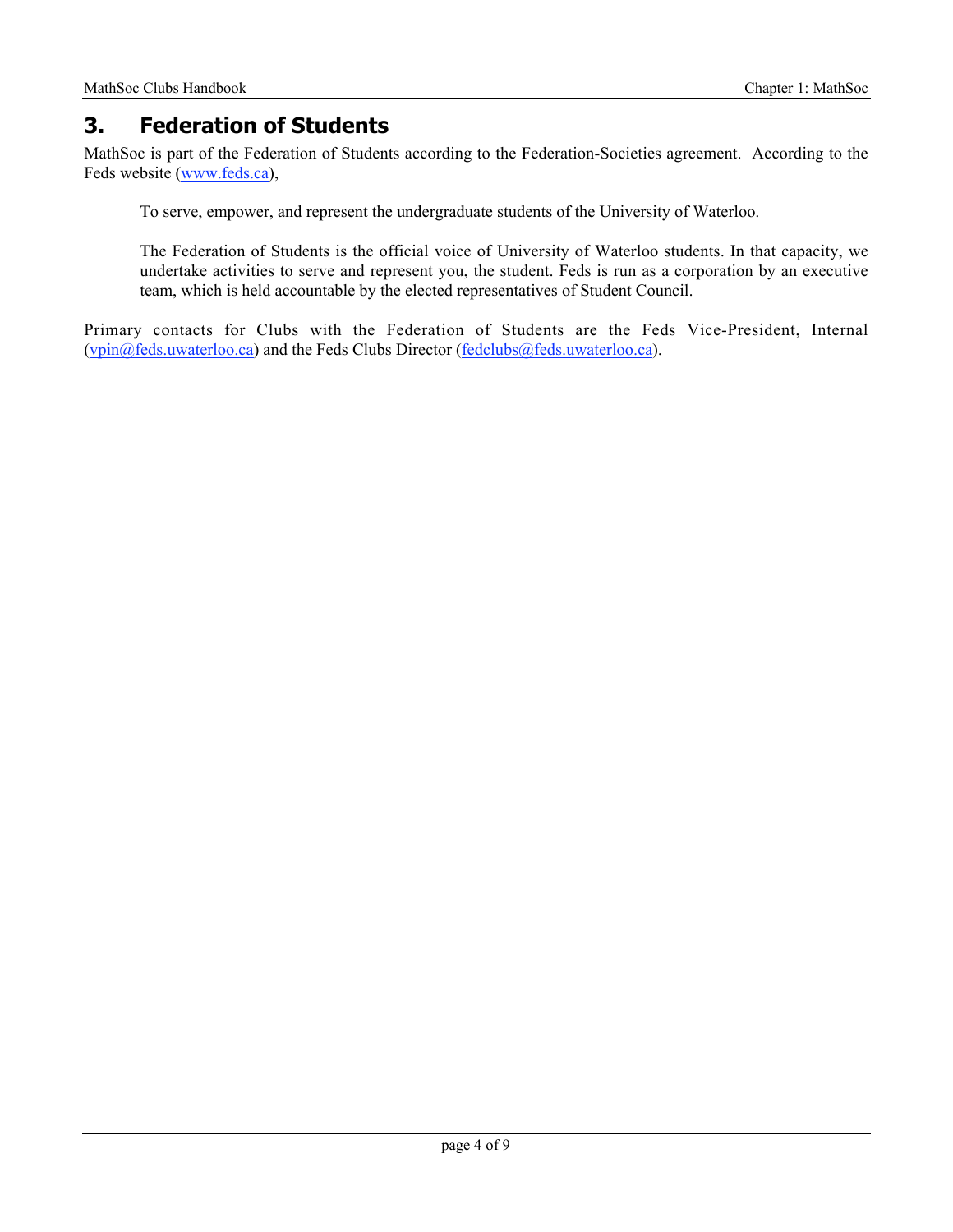# 3. Federation of Students

MathSoc is part of the Federation of Students according to the Federation-Societies agreement. According to the Feds website (www.feds.ca),

> To serve, empower, and represent the undergraduate students of the University of Waterloo.
>
> The Federation of Students is the official voice of University of Waterloo students. In that capacity, we undertake activities to serve and represent you, the student. Feds is run as a corporation by an executive team, which is held accountable by the elected representatives of Student Council.

Primary contacts for Clubs with the Federation of Students are the Feds Vice-President, Internal (vpin@feds.uwaterloo.ca) and the Feds Clubs Director (fedclubs@feds.uwaterloo.ca).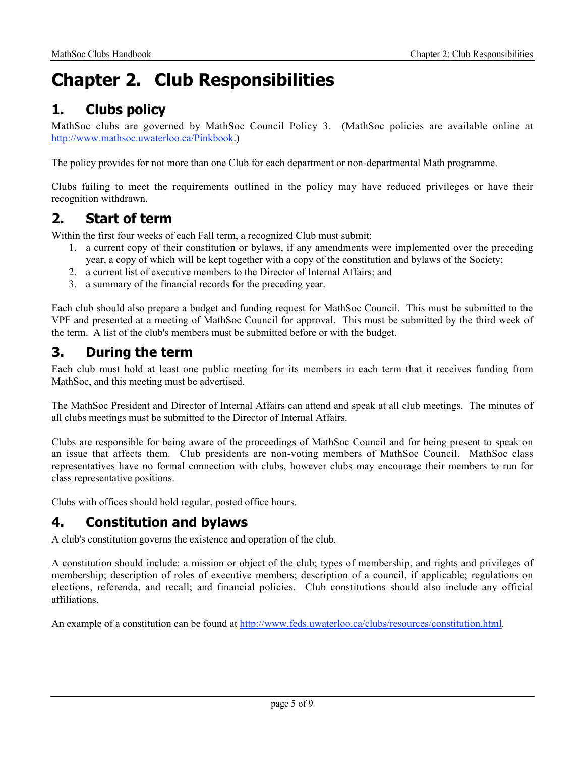# Chapter 2. Club Responsibilities

## 1. Clubs policy

MathSoc clubs are governed by MathSoc Council Policy 3. (MathSoc policies are available online at [http://www.mathsoc.uwaterloo.ca/Pinkbook](http://www.mathsoc.uwaterloo.ca/Pinkbook).)

The policy provides for not more than one Club for each department or non-departmental Math programme.

Clubs failing to meet the requirements outlined in the policy may have reduced privileges or have their recognition withdrawn.

## 2. Start of term

Within the first four weeks of each Fall term, a recognized Club must submit:

1. a current copy of their constitution or bylaws, if any amendments were implemented over the preceding year, a copy of which will be kept together with a copy of the constitution and bylaws of the Society;
2. a current list of executive members to the Director of Internal Affairs; and
3. a summary of the financial records for the preceding year.

Each club should also prepare a budget and funding request for MathSoc Council. This must be submitted to the VPF and presented at a meeting of MathSoc Council for approval. This must be submitted by the third week of the term. A list of the club's members must be submitted before or with the budget.

## 3. During the term

Each club must hold at least one public meeting for its members in each term that it receives funding from MathSoc, and this meeting must be advertised.

The MathSoc President and Director of Internal Affairs can attend and speak at all club meetings. The minutes of all clubs meetings must be submitted to the Director of Internal Affairs.

Clubs are responsible for being aware of the proceedings of MathSoc Council and for being present to speak on an issue that affects them. Club presidents are non-voting members of MathSoc Council. MathSoc class representatives have no formal connection with clubs, however clubs may encourage their members to run for class representative positions.

Clubs with offices should hold regular, posted office hours.

## 4. Constitution and bylaws

A club's constitution governs the existence and operation of the club.

A constitution should include: a mission or object of the club; types of membership, and rights and privileges of membership; description of roles of executive members; description of a council, if applicable; regulations on elections, referenda, and recall; and financial policies. Club constitutions should also include any official affiliations.

An example of a constitution can be found at [http://www.feds.uwaterloo.ca/clubs/resources/constitution.html](http://www.feds.uwaterloo.ca/clubs/resources/constitution.html).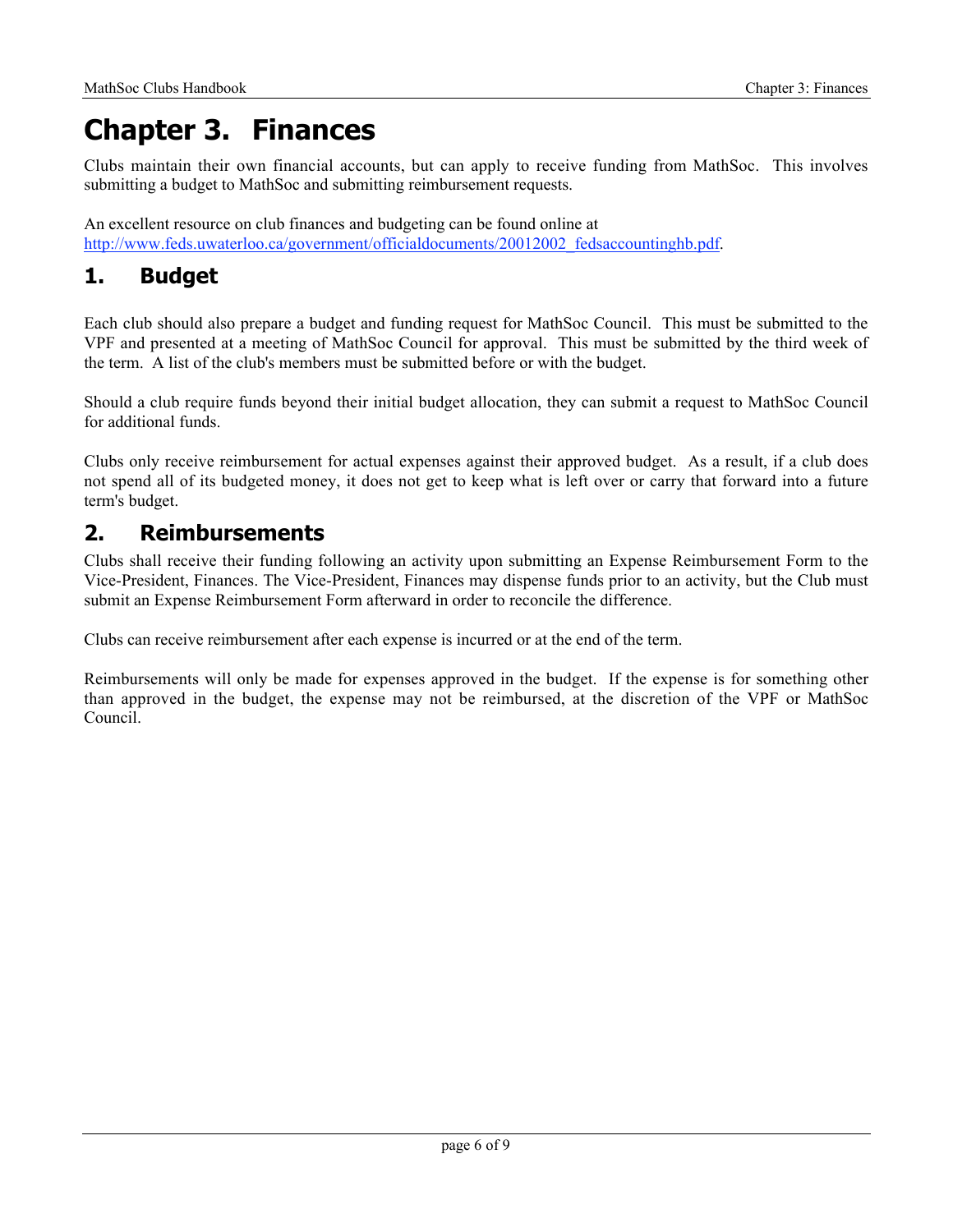# Chapter 3. Finances

Clubs maintain their own financial accounts, but can apply to receive funding from MathSoc. This involves submitting a budget to MathSoc and submitting reimbursement requests.

An excellent resource on club finances and budgeting can be found online at [http://www.feds.uwaterloo.ca/government/officialdocuments/20012002_fedsaccountinghb.pdf](http://www.feds.uwaterloo.ca/government/officialdocuments/20012002_fedsaccountinghb.pdf).

## 1. Budget

Each club should also prepare a budget and funding request for MathSoc Council. This must be submitted to the VPF and presented at a meeting of MathSoc Council for approval. This must be submitted by the third week of the term. A list of the club's members must be submitted before or with the budget.

Should a club require funds beyond their initial budget allocation, they can submit a request to MathSoc Council for additional funds.

Clubs only receive reimbursement for actual expenses against their approved budget. As a result, if a club does not spend all of its budgeted money, it does not get to keep what is left over or carry that forward into a future term's budget.

## 2. Reimbursements

Clubs shall receive their funding following an activity upon submitting an Expense Reimbursement Form to the Vice-President, Finances. The Vice-President, Finances may dispense funds prior to an activity, but the Club must submit an Expense Reimbursement Form afterward in order to reconcile the difference.

Clubs can receive reimbursement after each expense is incurred or at the end of the term.

Reimbursements will only be made for expenses approved in the budget. If the expense is for something other than approved in the budget, the expense may not be reimbursed, at the discretion of the VPF or MathSoc Council.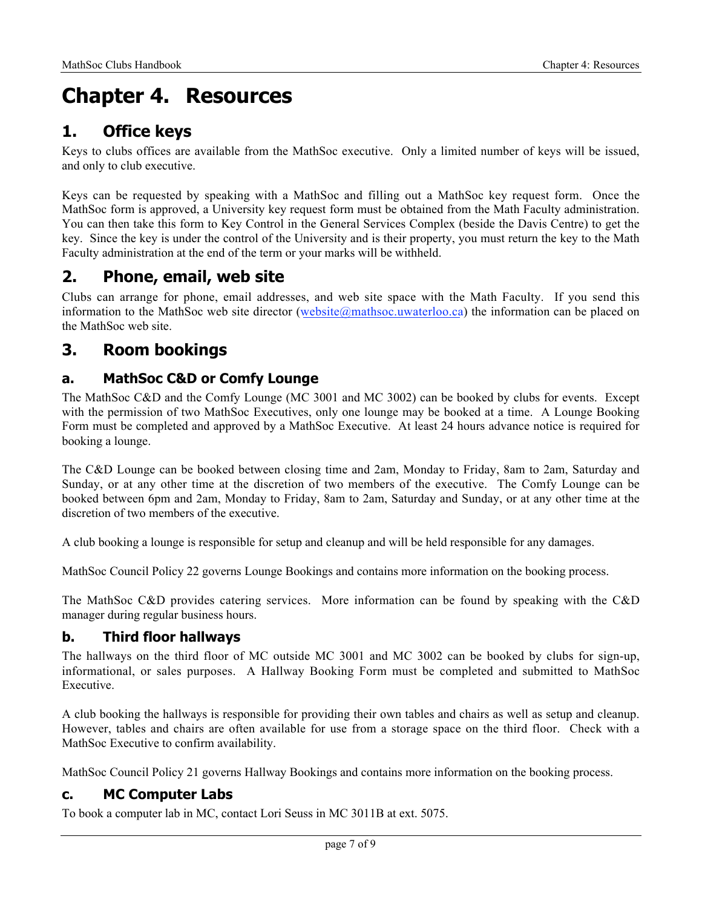# Chapter 4. Resources

## 1. Office keys

Keys to clubs offices are available from the MathSoc executive. Only a limited number of keys will be issued, and only to club executive.

Keys can be requested by speaking with a MathSoc and filling out a MathSoc key request form. Once the MathSoc form is approved, a University key request form must be obtained from the Math Faculty administration. You can then take this form to Key Control in the General Services Complex (beside the Davis Centre) to get the key. Since the key is under the control of the University and is their property, you must return the key to the Math Faculty administration at the end of the term or your marks will be withheld.

## 2. Phone, email, web site

Clubs can arrange for phone, email addresses, and web site space with the Math Faculty. If you send this information to the MathSoc web site director (website@mathsoc.uwaterloo.ca) the information can be placed on the MathSoc web site.

## 3. Room bookings

### a. MathSoc C&D or Comfy Lounge

The MathSoc C&D and the Comfy Lounge (MC 3001 and MC 3002) can be booked by clubs for events. Except with the permission of two MathSoc Executives, only one lounge may be booked at a time. A Lounge Booking Form must be completed and approved by a MathSoc Executive. At least 24 hours advance notice is required for booking a lounge.

The C&D Lounge can be booked between closing time and 2am, Monday to Friday, 8am to 2am, Saturday and Sunday, or at any other time at the discretion of two members of the executive. The Comfy Lounge can be booked between 6pm and 2am, Monday to Friday, 8am to 2am, Saturday and Sunday, or at any other time at the discretion of two members of the executive.

A club booking a lounge is responsible for setup and cleanup and will be held responsible for any damages.

MathSoc Council Policy 22 governs Lounge Bookings and contains more information on the booking process.

The MathSoc C&D provides catering services. More information can be found by speaking with the C&D manager during regular business hours.

### b. Third floor hallways

The hallways on the third floor of MC outside MC 3001 and MC 3002 can be booked by clubs for sign-up, informational, or sales purposes. A Hallway Booking Form must be completed and submitted to MathSoc Executive.

A club booking the hallways is responsible for providing their own tables and chairs as well as setup and cleanup. However, tables and chairs are often available for use from a storage space on the third floor. Check with a MathSoc Executive to confirm availability.

MathSoc Council Policy 21 governs Hallway Bookings and contains more information on the booking process.

### c. MC Computer Labs

To book a computer lab in MC, contact Lori Seuss in MC 3011B at ext. 5075.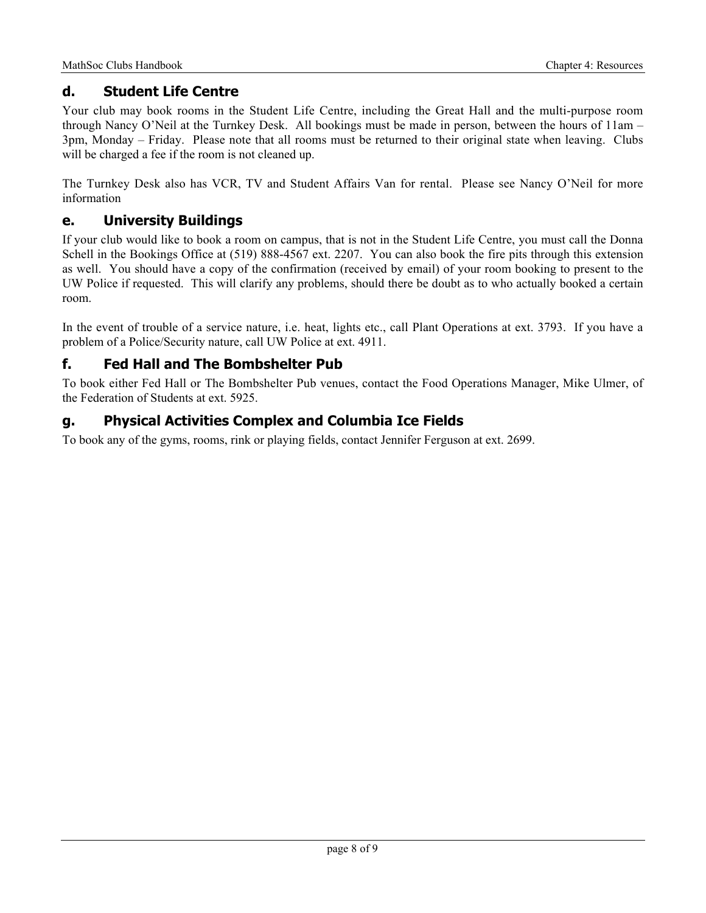## d. Student Life Centre

Your club may book rooms in the Student Life Centre, including the Great Hall and the multi-purpose room through Nancy O'Neil at the Turnkey Desk. All bookings must be made in person, between the hours of 11am – 3pm, Monday – Friday. Please note that all rooms must be returned to their original state when leaving. Clubs will be charged a fee if the room is not cleaned up.

The Turnkey Desk also has VCR, TV and Student Affairs Van for rental. Please see Nancy O'Neil for more information

## e. University Buildings

If your club would like to book a room on campus, that is not in the Student Life Centre, you must call the Donna Schell in the Bookings Office at (519) 888-4567 ext. 2207. You can also book the fire pits through this extension as well. You should have a copy of the confirmation (received by email) of your room booking to present to the UW Police if requested. This will clarify any problems, should there be doubt as to who actually booked a certain room.

In the event of trouble of a service nature, i.e. heat, lights etc., call Plant Operations at ext. 3793. If you have a problem of a Police/Security nature, call UW Police at ext. 4911.

## f. Fed Hall and The Bombshelter Pub

To book either Fed Hall or The Bombshelter Pub venues, contact the Food Operations Manager, Mike Ulmer, of the Federation of Students at ext. 5925.

## g. Physical Activities Complex and Columbia Ice Fields

To book any of the gyms, rooms, rink or playing fields, contact Jennifer Ferguson at ext. 2699.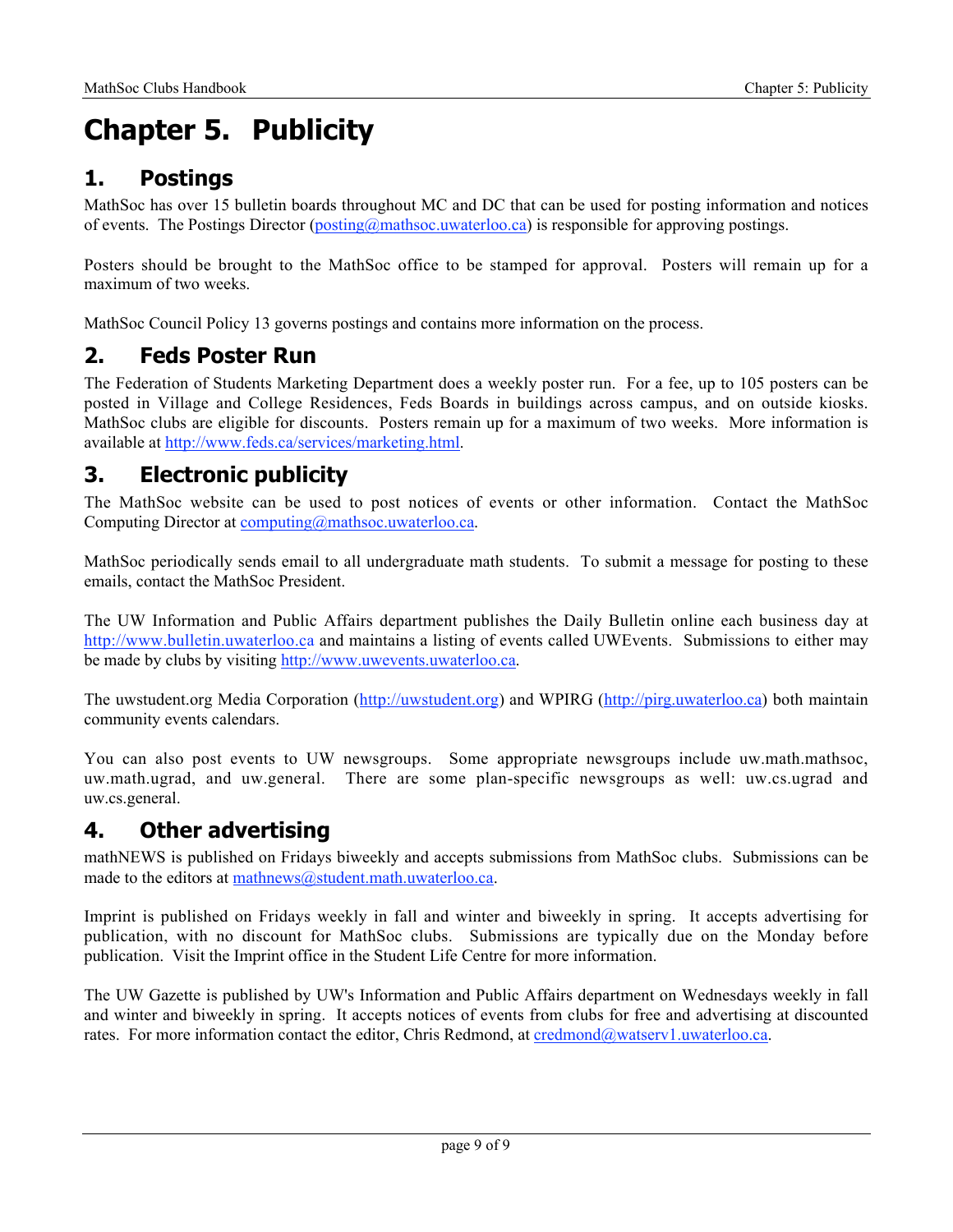# Chapter 5. Publicity

## 1. Postings

MathSoc has over 15 bulletin boards throughout MC and DC that can be used for posting information and notices of events. The Postings Director (posting@mathsoc.uwaterloo.ca) is responsible for approving postings.

Posters should be brought to the MathSoc office to be stamped for approval. Posters will remain up for a maximum of two weeks.

MathSoc Council Policy 13 governs postings and contains more information on the process.

## 2. Feds Poster Run

The Federation of Students Marketing Department does a weekly poster run. For a fee, up to 105 posters can be posted in Village and College Residences, Feds Boards in buildings across campus, and on outside kiosks. MathSoc clubs are eligible for discounts. Posters remain up for a maximum of two weeks. More information is available at http://www.feds.ca/services/marketing.html.

## 3. Electronic publicity

The MathSoc website can be used to post notices of events or other information. Contact the MathSoc Computing Director at computing@mathsoc.uwaterloo.ca.

MathSoc periodically sends email to all undergraduate math students. To submit a message for posting to these emails, contact the MathSoc President.

The UW Information and Public Affairs department publishes the Daily Bulletin online each business day at http://www.bulletin.uwaterloo.ca and maintains a listing of events called UWEvents. Submissions to either may be made by clubs by visiting http://www.uwevents.uwaterloo.ca.

The uwstudent.org Media Corporation (http://uwstudent.org) and WPIRG (http://pirg.uwaterloo.ca) both maintain community events calendars.

You can also post events to UW newsgroups. Some appropriate newsgroups include uw.math.mathsoc, uw.math.ugrad, and uw.general. There are some plan-specific newsgroups as well: uw.cs.ugrad and uw.cs.general.

## 4. Other advertising

mathNEWS is published on Fridays biweekly and accepts submissions from MathSoc clubs. Submissions can be made to the editors at mathnews@student.math.uwaterloo.ca.

Imprint is published on Fridays weekly in fall and winter and biweekly in spring. It accepts advertising for publication, with no discount for MathSoc clubs. Submissions are typically due on the Monday before publication. Visit the Imprint office in the Student Life Centre for more information.

The UW Gazette is published by UW's Information and Public Affairs department on Wednesdays weekly in fall and winter and biweekly in spring. It accepts notices of events from clubs for free and advertising at discounted rates. For more information contact the editor, Chris Redmond, at credmond@watserv1.uwaterloo.ca.